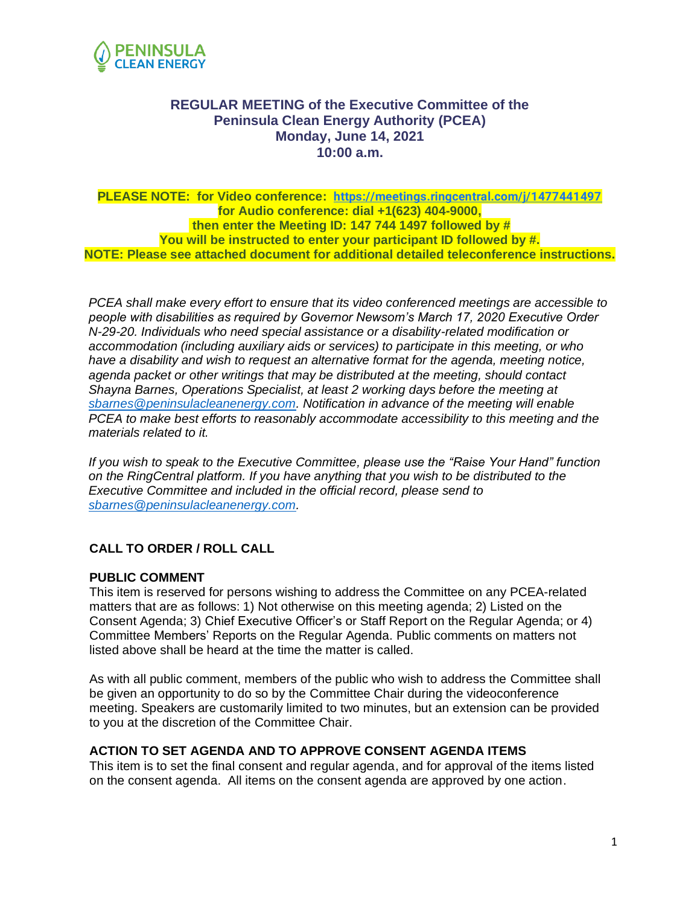PENINSULA CLEAN ENERGY

# REGULAR MEETING of the Executive Committee of the Peninsula Clean Energy Authority (PCEA)
## Monday, June 14, 2021
## 10:00 a.m.

**PLEASE NOTE: for Video conference: https://meetings.ringcentral.com/j/1477441497**
**for Audio conference: dial +1(623) 404-9000,**
**then enter the Meeting ID: 147 744 1497 followed by #**
**You will be instructed to enter your participant ID followed by #.**
**NOTE: Please see attached document for additional detailed teleconference instructions.**

*PCEA shall make every effort to ensure that its video conferenced meetings are accessible to people with disabilities as required by Governor Newsom's March 17, 2020 Executive Order N-29-20. Individuals who need special assistance or a disability-related modification or accommodation (including auxiliary aids or services) to participate in this meeting, or who have a disability and wish to request an alternative format for the agenda, meeting notice, agenda packet or other writings that may be distributed at the meeting, should contact Shayna Barnes, Operations Specialist, at least 2 working days before the meeting at sbarnes@peninsulacleanenergy.com. Notification in advance of the meeting will enable PCEA to make best efforts to reasonably accommodate accessibility to this meeting and the materials related to it.*

*If you wish to speak to the Executive Committee, please use the "Raise Your Hand" function on the RingCentral platform. If you have anything that you wish to be distributed to the Executive Committee and included in the official record, please send to sbarnes@peninsulacleanenergy.com.*

### CALL TO ORDER / ROLL CALL

### PUBLIC COMMENT

This item is reserved for persons wishing to address the Committee on any PCEA-related matters that are as follows: 1) Not otherwise on this meeting agenda; 2) Listed on the Consent Agenda; 3) Chief Executive Officer's or Staff Report on the Regular Agenda; or 4) Committee Members' Reports on the Regular Agenda. Public comments on matters not listed above shall be heard at the time the matter is called.

As with all public comment, members of the public who wish to address the Committee shall be given an opportunity to do so by the Committee Chair during the videoconference meeting. Speakers are customarily limited to two minutes, but an extension can be provided to you at the discretion of the Committee Chair.

### ACTION TO SET AGENDA AND TO APPROVE CONSENT AGENDA ITEMS

This item is to set the final consent and regular agenda, and for approval of the items listed on the consent agenda. All items on the consent agenda are approved by one action.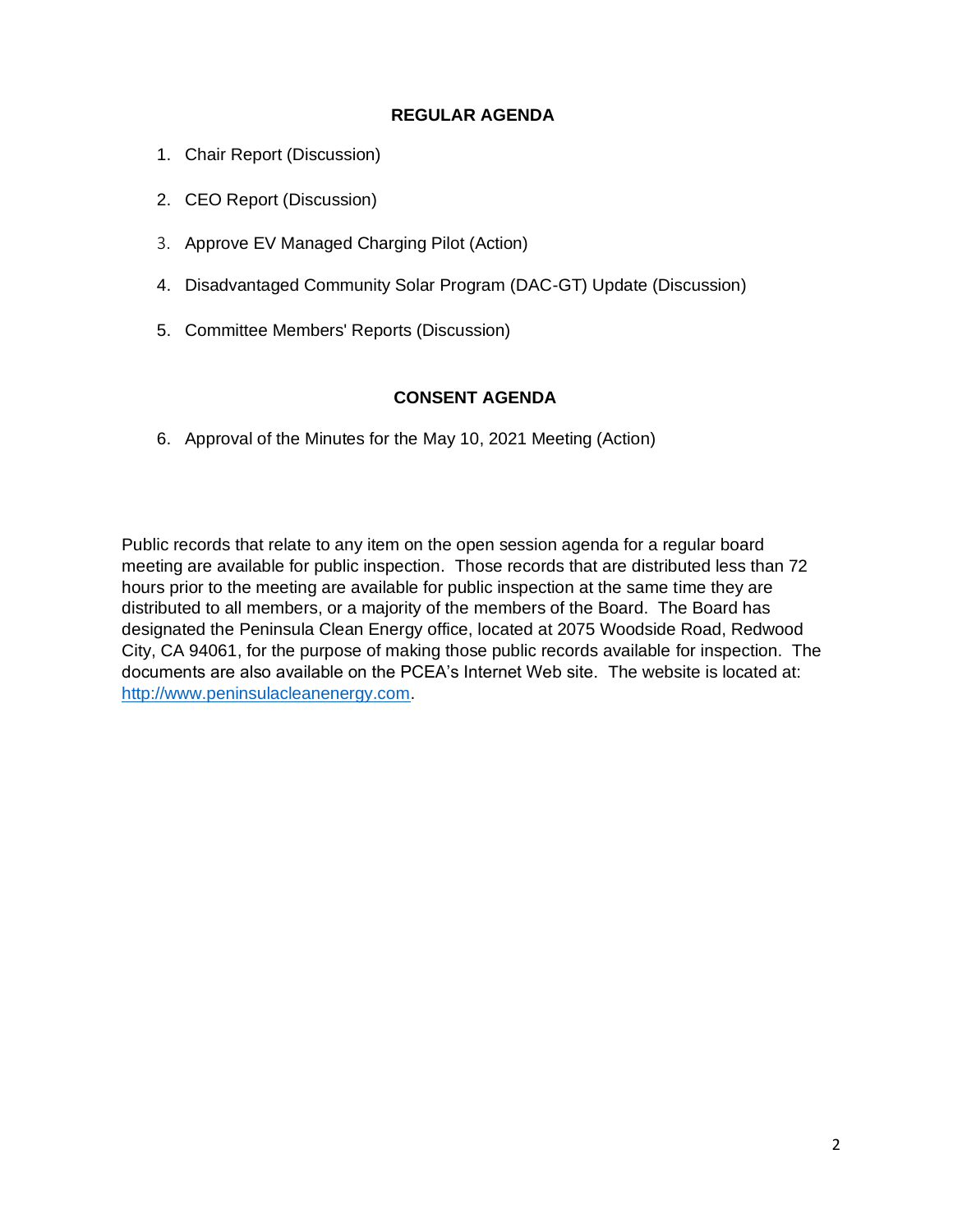## REGULAR AGENDA

1. Chair Report (Discussion)
2. CEO Report (Discussion)
3. Approve EV Managed Charging Pilot (Action)
4. Disadvantaged Community Solar Program (DAC-GT) Update (Discussion)
5. Committee Members' Reports (Discussion)

## CONSENT AGENDA

6. Approval of the Minutes for the May 10, 2021 Meeting (Action)

Public records that relate to any item on the open session agenda for a regular board meeting are available for public inspection. Those records that are distributed less than 72 hours prior to the meeting are available for public inspection at the same time they are distributed to all members, or a majority of the members of the Board. The Board has designated the Peninsula Clean Energy office, located at 2075 Woodside Road, Redwood City, CA 94061, for the purpose of making those public records available for inspection. The documents are also available on the PCEA's Internet Web site. The website is located at: http://www.peninsulacleanenergy.com.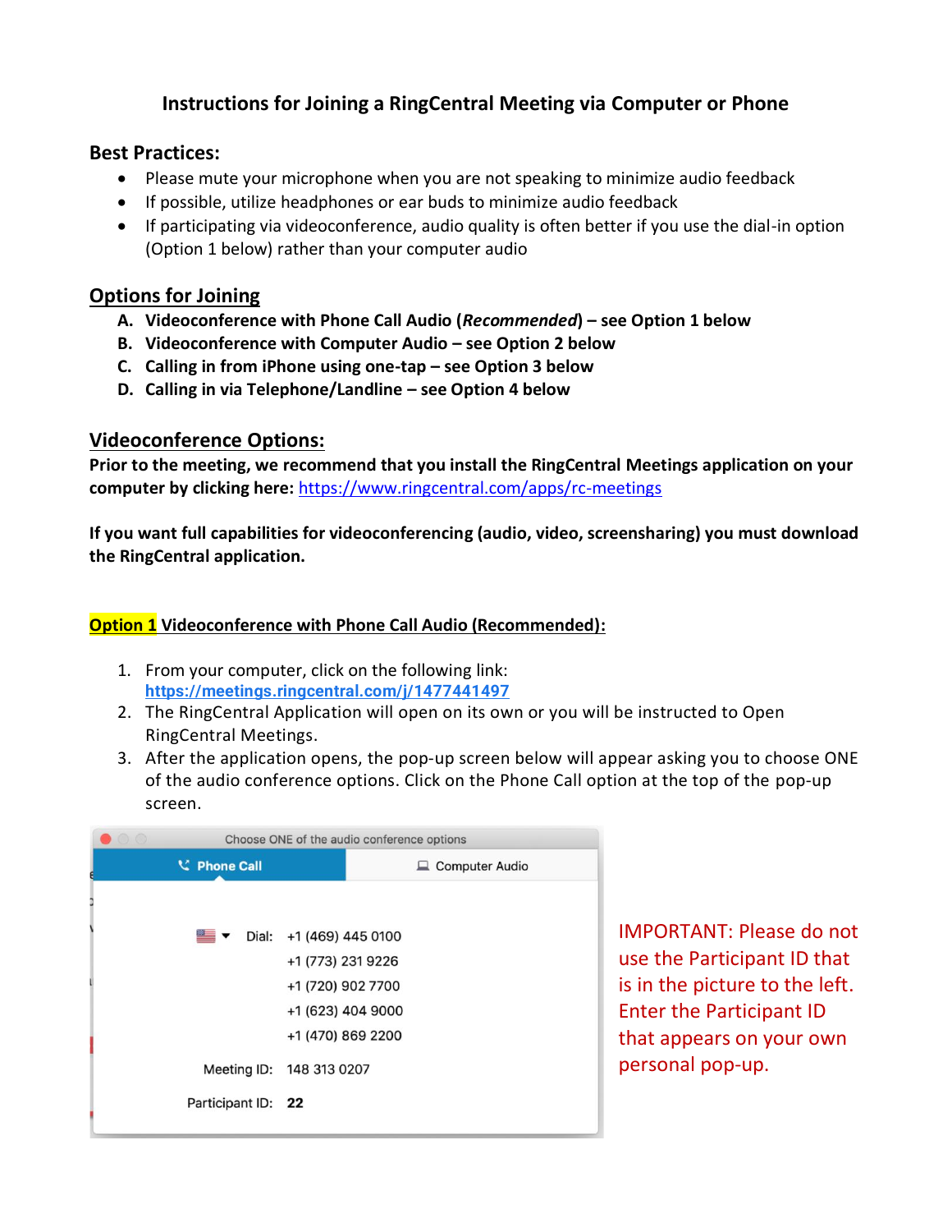# Instructions for Joining a RingCentral Meeting via Computer or Phone

## Best Practices:

- Please mute your microphone when you are not speaking to minimize audio feedback
- If possible, utilize headphones or ear buds to minimize audio feedback
- If participating via videoconference, audio quality is often better if you use the dial-in option (Option 1 below) rather than your computer audio

## Options for Joining

A. **Videoconference with Phone Call Audio (*Recommended*) – see Option 1 below**
B. **Videoconference with Computer Audio – see Option 2 below**
C. **Calling in from iPhone using one-tap – see Option 3 below**
D. **Calling in via Telephone/Landline – see Option 4 below**

## Videoconference Options:

**Prior to the meeting, we recommend that you install the RingCentral Meetings application on your computer by clicking here:** https://www.ringcentral.com/apps/rc-meetings

**If you want full capabilities for videoconferencing (audio, video, screensharing) you must download the RingCentral application.**

### Option 1 Videoconference with Phone Call Audio (Recommended):

1. From your computer, click on the following link: **https://meetings.ringcentral.com/j/1477441497**
2. The RingCentral Application will open on its own or you will be instructed to Open RingCentral Meetings.
3. After the application opens, the pop-up screen below will appear asking you to choose ONE of the audio conference options. Click on the Phone Call option at the top of the pop-up screen.

Choose ONE of the audio conference options

Phone Call | Computer Audio

Dial: +1 (469) 445 0100
+1 (773) 231 9226
+1 (720) 902 7700
+1 (623) 404 9000
+1 (470) 869 2200

Meeting ID: 148 313 0207

Participant ID: 22

IMPORTANT: Please do not use the Participant ID that is in the picture to the left. Enter the Participant ID that appears on your own personal pop-up.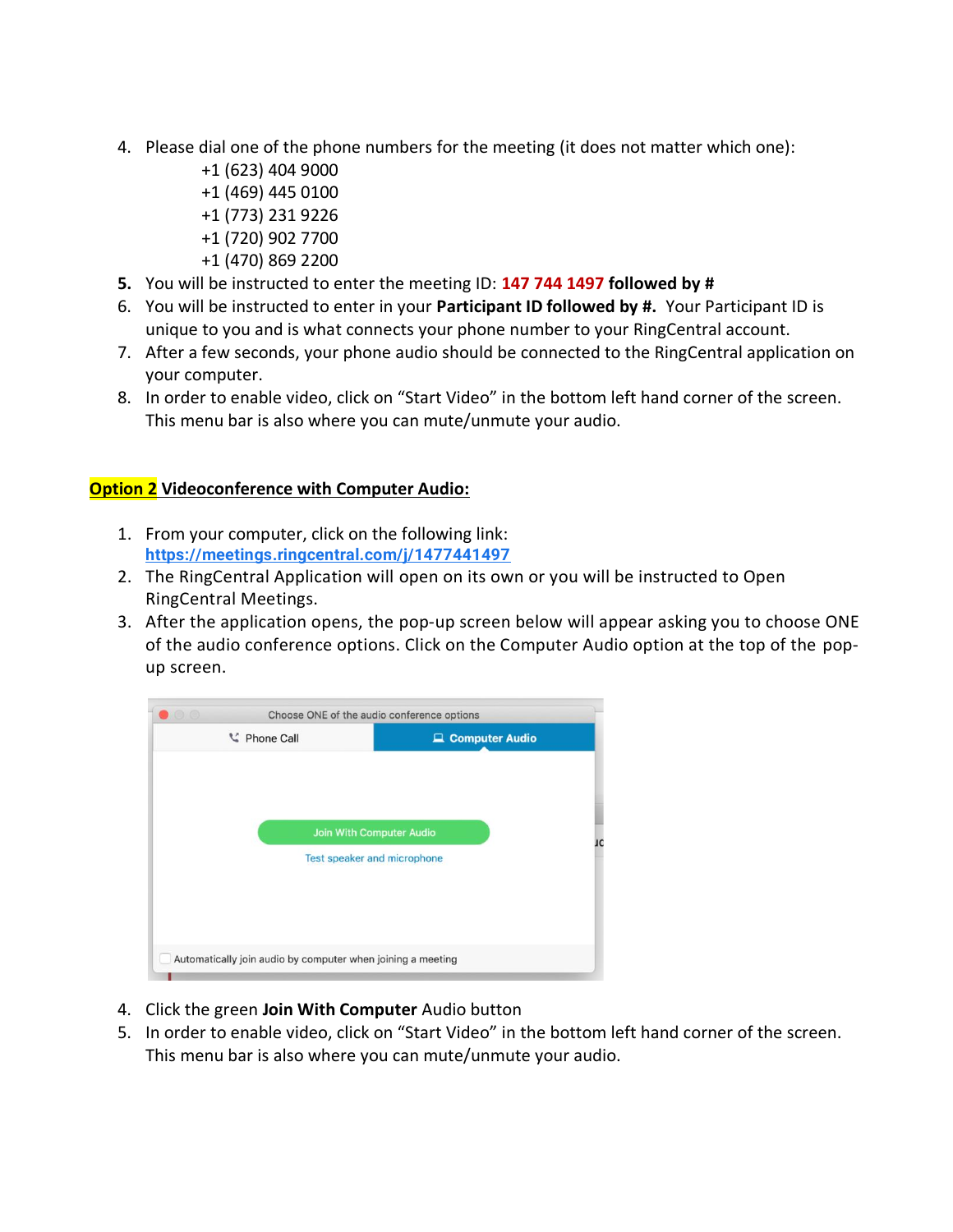4. Please dial one of the phone numbers for the meeting (it does not matter which one):
   - +1 (623) 404 9000
   - +1 (469) 445 0100
   - +1 (773) 231 9226
   - +1 (720) 902 7700
   - +1 (470) 869 2200
5. You will be instructed to enter the meeting ID: **147 744 1497 followed by #**
6. You will be instructed to enter in your **Participant ID followed by #.** Your Participant ID is unique to you and is what connects your phone number to your RingCentral account.
7. After a few seconds, your phone audio should be connected to the RingCentral application on your computer.
8. In order to enable video, click on "Start Video" in the bottom left hand corner of the screen. This menu bar is also where you can mute/unmute your audio.

## Option 2 Videoconference with Computer Audio:

1. From your computer, click on the following link: [https://meetings.ringcentral.com/j/1477441497](https://meetings.ringcentral.com/j/1477441497)
2. The RingCentral Application will open on its own or you will be instructed to Open RingCentral Meetings.
3. After the application opens, the pop-up screen below will appear asking you to choose ONE of the audio conference options. Click on the Computer Audio option at the top of the pop-up screen.

Choose ONE of the audio conference options

Phone Call | Computer Audio

Join With Computer Audio

Test speaker and microphone

Automatically join audio by computer when joining a meeting

4. Click the green **Join With Computer** Audio button
5. In order to enable video, click on "Start Video" in the bottom left hand corner of the screen. This menu bar is also where you can mute/unmute your audio.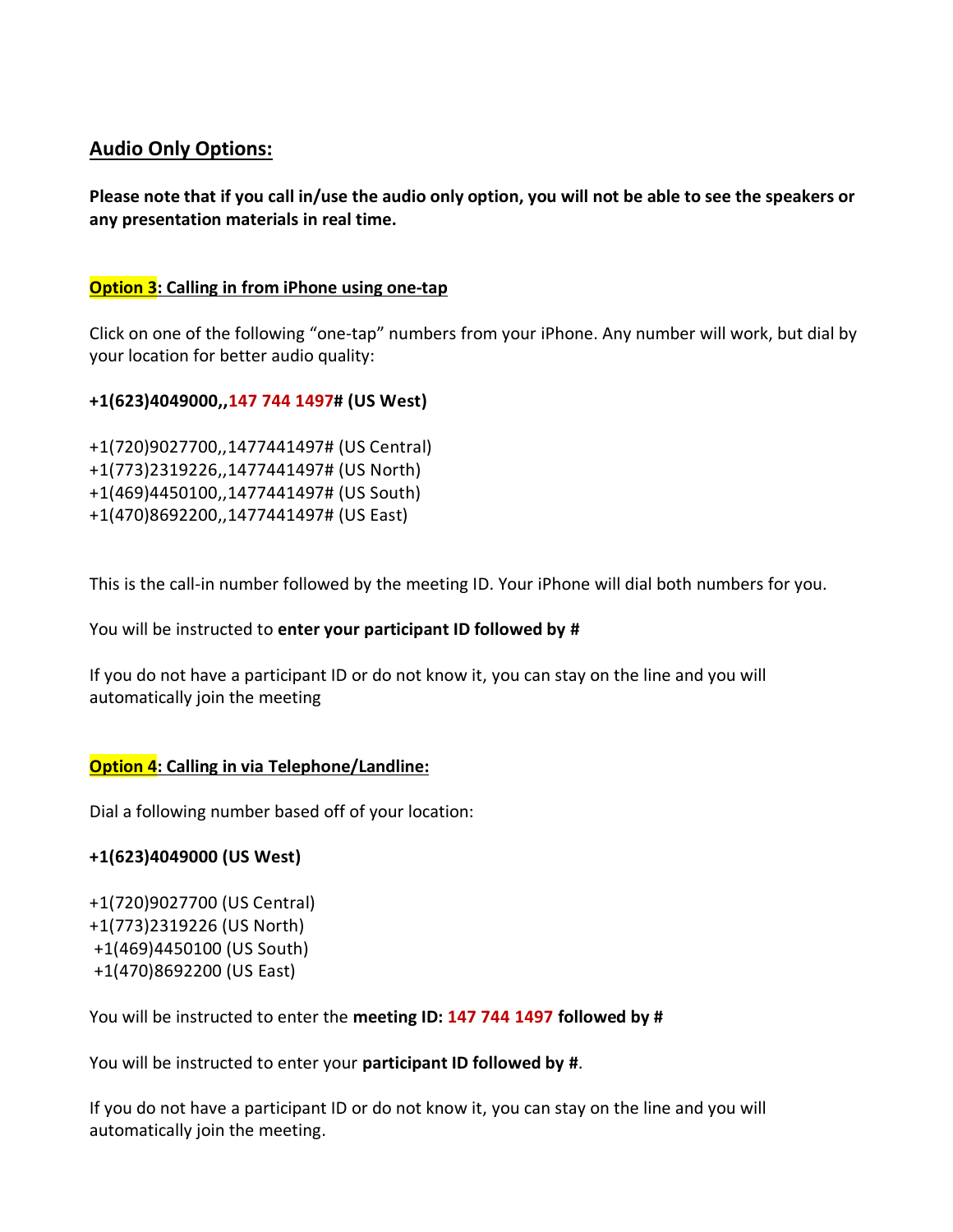## Audio Only Options:

**Please note that if you call in/use the audio only option, you will not be able to see the speakers or any presentation materials in real time.**

### Option 3: Calling in from iPhone using one-tap

Click on one of the following "one-tap" numbers from your iPhone. Any number will work, but dial by your location for better audio quality:

**+1(623)4049000,,147 744 1497# (US West)**

+1(720)9027700,,1477441497# (US Central)
+1(773)2319226,,1477441497# (US North)
+1(469)4450100,,1477441497# (US South)
+1(470)8692200,,1477441497# (US East)

This is the call-in number followed by the meeting ID. Your iPhone will dial both numbers for you.

You will be instructed to **enter your participant ID followed by #**

If you do not have a participant ID or do not know it, you can stay on the line and you will automatically join the meeting

### Option 4: Calling in via Telephone/Landline:

Dial a following number based off of your location:

**+1(623)4049000 (US West)**

+1(720)9027700 (US Central)
+1(773)2319226 (US North)
+1(469)4450100 (US South)
+1(470)8692200 (US East)

You will be instructed to enter the **meeting ID: 147 744 1497 followed by #**

You will be instructed to enter your **participant ID followed by #**.

If you do not have a participant ID or do not know it, you can stay on the line and you will automatically join the meeting.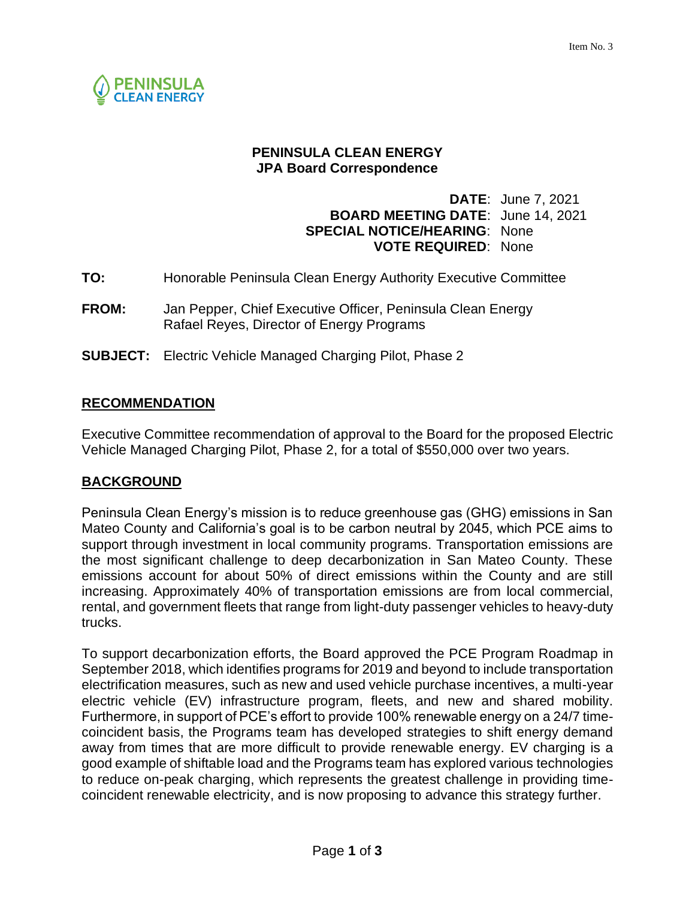Item No. 3

PENINSULA CLEAN ENERGY

**PENINSULA CLEAN ENERGY**
**JPA Board Correspondence**

**DATE**: June 7, 2021
**BOARD MEETING DATE**: June 14, 2021
**SPECIAL NOTICE/HEARING**: None
**VOTE REQUIRED**: None

**TO:** Honorable Peninsula Clean Energy Authority Executive Committee

**FROM:** Jan Pepper, Chief Executive Officer, Peninsula Clean Energy
Rafael Reyes, Director of Energy Programs

**SUBJECT:** Electric Vehicle Managed Charging Pilot, Phase 2

## RECOMMENDATION

Executive Committee recommendation of approval to the Board for the proposed Electric Vehicle Managed Charging Pilot, Phase 2, for a total of $550,000 over two years.

## BACKGROUND

Peninsula Clean Energy's mission is to reduce greenhouse gas (GHG) emissions in San Mateo County and California's goal is to be carbon neutral by 2045, which PCE aims to support through investment in local community programs. Transportation emissions are the most significant challenge to deep decarbonization in San Mateo County. These emissions account for about 50% of direct emissions within the County and are still increasing. Approximately 40% of transportation emissions are from local commercial, rental, and government fleets that range from light-duty passenger vehicles to heavy-duty trucks.

To support decarbonization efforts, the Board approved the PCE Program Roadmap in September 2018, which identifies programs for 2019 and beyond to include transportation electrification measures, such as new and used vehicle purchase incentives, a multi-year electric vehicle (EV) infrastructure program, fleets, and new and shared mobility. Furthermore, in support of PCE's effort to provide 100% renewable energy on a 24/7 time-coincident basis, the Programs team has developed strategies to shift energy demand away from times that are more difficult to provide renewable energy. EV charging is a good example of shiftable load and the Programs team has explored various technologies to reduce on-peak charging, which represents the greatest challenge in providing time-coincident renewable electricity, and is now proposing to advance this strategy further.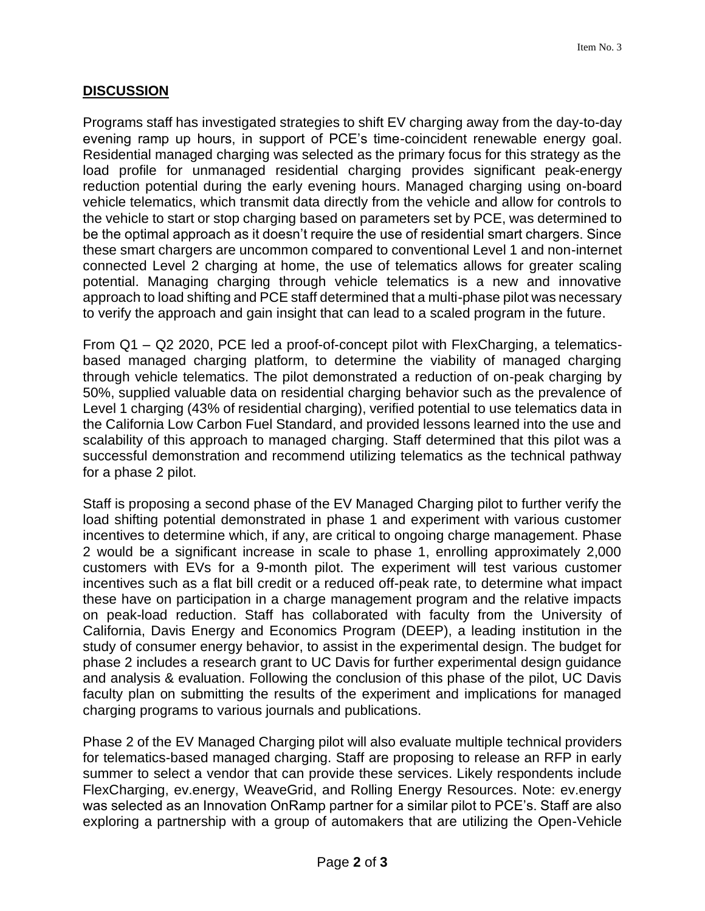## **DISCUSSION**

Programs staff has investigated strategies to shift EV charging away from the day-to-day evening ramp up hours, in support of PCE's time-coincident renewable energy goal. Residential managed charging was selected as the primary focus for this strategy as the load profile for unmanaged residential charging provides significant peak-energy reduction potential during the early evening hours. Managed charging using on-board vehicle telematics, which transmit data directly from the vehicle and allow for controls to the vehicle to start or stop charging based on parameters set by PCE, was determined to be the optimal approach as it doesn't require the use of residential smart chargers. Since these smart chargers are uncommon compared to conventional Level 1 and non-internet connected Level 2 charging at home, the use of telematics allows for greater scaling potential. Managing charging through vehicle telematics is a new and innovative approach to load shifting and PCE staff determined that a multi-phase pilot was necessary to verify the approach and gain insight that can lead to a scaled program in the future.

From Q1 – Q2 2020, PCE led a proof-of-concept pilot with FlexCharging, a telematics-based managed charging platform, to determine the viability of managed charging through vehicle telematics. The pilot demonstrated a reduction of on-peak charging by 50%, supplied valuable data on residential charging behavior such as the prevalence of Level 1 charging (43% of residential charging), verified potential to use telematics data in the California Low Carbon Fuel Standard, and provided lessons learned into the use and scalability of this approach to managed charging. Staff determined that this pilot was a successful demonstration and recommend utilizing telematics as the technical pathway for a phase 2 pilot.

Staff is proposing a second phase of the EV Managed Charging pilot to further verify the load shifting potential demonstrated in phase 1 and experiment with various customer incentives to determine which, if any, are critical to ongoing charge management. Phase 2 would be a significant increase in scale to phase 1, enrolling approximately 2,000 customers with EVs for a 9-month pilot. The experiment will test various customer incentives such as a flat bill credit or a reduced off-peak rate, to determine what impact these have on participation in a charge management program and the relative impacts on peak-load reduction. Staff has collaborated with faculty from the University of California, Davis Energy and Economics Program (DEEP), a leading institution in the study of consumer energy behavior, to assist in the experimental design. The budget for phase 2 includes a research grant to UC Davis for further experimental design guidance and analysis & evaluation. Following the conclusion of this phase of the pilot, UC Davis faculty plan on submitting the results of the experiment and implications for managed charging programs to various journals and publications.

Phase 2 of the EV Managed Charging pilot will also evaluate multiple technical providers for telematics-based managed charging. Staff are proposing to release an RFP in early summer to select a vendor that can provide these services. Likely respondents include FlexCharging, ev.energy, WeaveGrid, and Rolling Energy Resources. Note: ev.energy was selected as an Innovation OnRamp partner for a similar pilot to PCE's. Staff are also exploring a partnership with a group of automakers that are utilizing the Open-Vehicle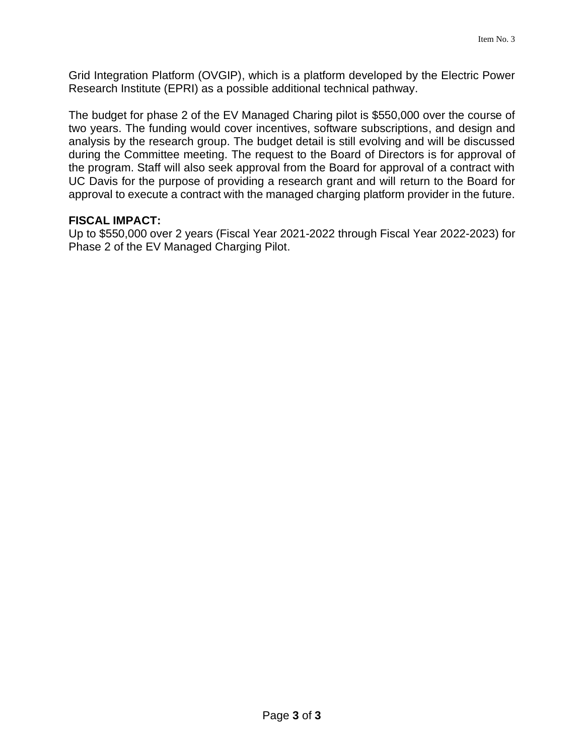Grid Integration Platform (OVGIP), which is a platform developed by the Electric Power Research Institute (EPRI) as a possible additional technical pathway.

The budget for phase 2 of the EV Managed Charing pilot is $550,000 over the course of two years. The funding would cover incentives, software subscriptions, and design and analysis by the research group. The budget detail is still evolving and will be discussed during the Committee meeting. The request to the Board of Directors is for approval of the program. Staff will also seek approval from the Board for approval of a contract with UC Davis for the purpose of providing a research grant and will return to the Board for approval to execute a contract with the managed charging platform provider in the future.

**FISCAL IMPACT:**
Up to $550,000 over 2 years (Fiscal Year 2021-2022 through Fiscal Year 2022-2023) for Phase 2 of the EV Managed Charging Pilot.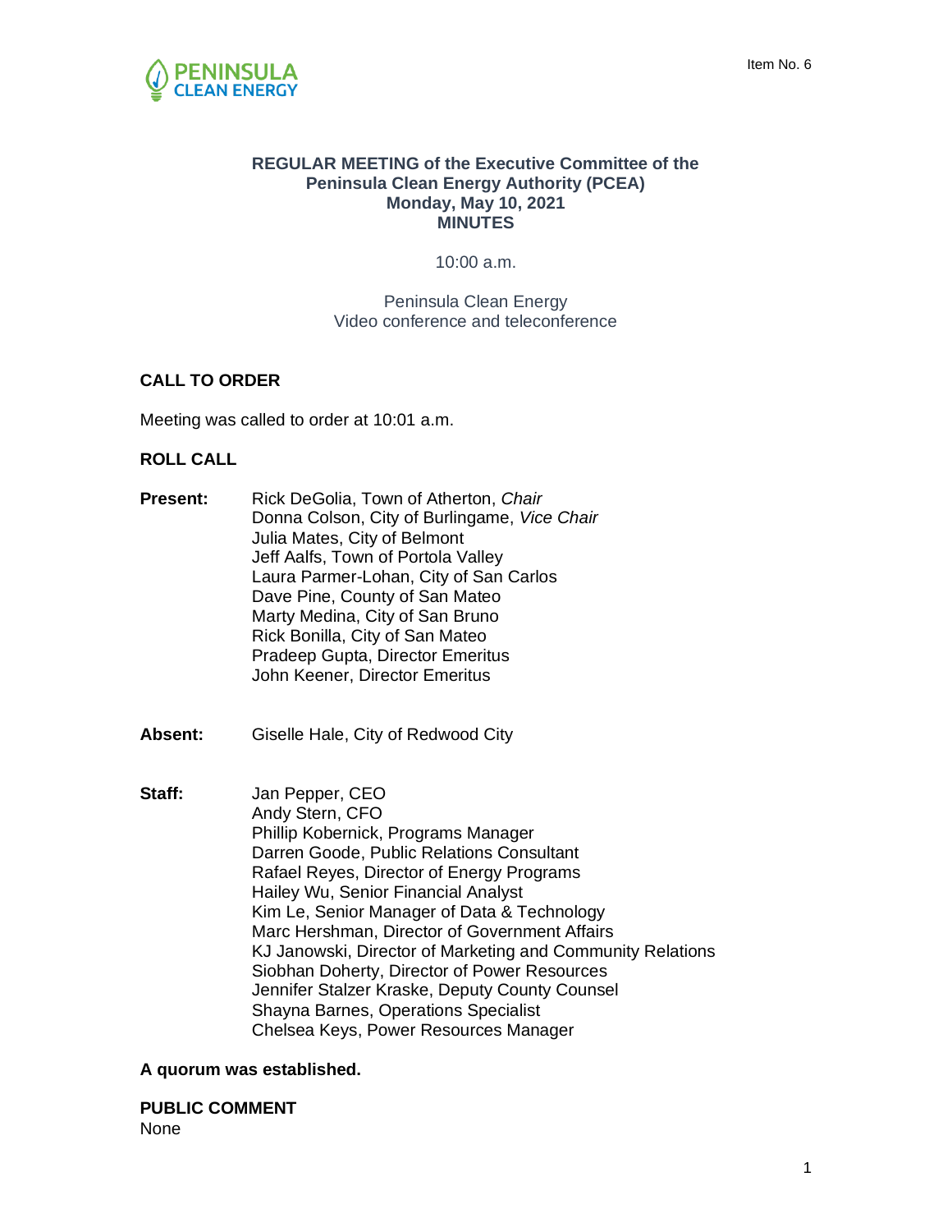Item No. 6

**REGULAR MEETING of the Executive Committee of the Peninsula Clean Energy Authority (PCEA)**
**Monday, May 10, 2021**
**MINUTES**

10:00 a.m.

Peninsula Clean Energy
Video conference and teleconference

## CALL TO ORDER

Meeting was called to order at 10:01 a.m.

## ROLL CALL

**Present:**
Rick DeGolia, Town of Atherton, *Chair*
Donna Colson, City of Burlingame, *Vice Chair*
Julia Mates, City of Belmont
Jeff Aalfs, Town of Portola Valley
Laura Parmer-Lohan, City of San Carlos
Dave Pine, County of San Mateo
Marty Medina, City of San Bruno
Rick Bonilla, City of San Mateo
Pradeep Gupta, Director Emeritus
John Keener, Director Emeritus

**Absent:**
Giselle Hale, City of Redwood City

**Staff:**
Jan Pepper, CEO
Andy Stern, CFO
Phillip Kobernick, Programs Manager
Darren Goode, Public Relations Consultant
Rafael Reyes, Director of Energy Programs
Hailey Wu, Senior Financial Analyst
Kim Le, Senior Manager of Data & Technology
Marc Hershman, Director of Government Affairs
KJ Janowski, Director of Marketing and Community Relations
Siobhan Doherty, Director of Power Resources
Jennifer Stalzer Kraske, Deputy County Counsel
Shayna Barnes, Operations Specialist
Chelsea Keys, Power Resources Manager

**A quorum was established.**

## PUBLIC COMMENT

None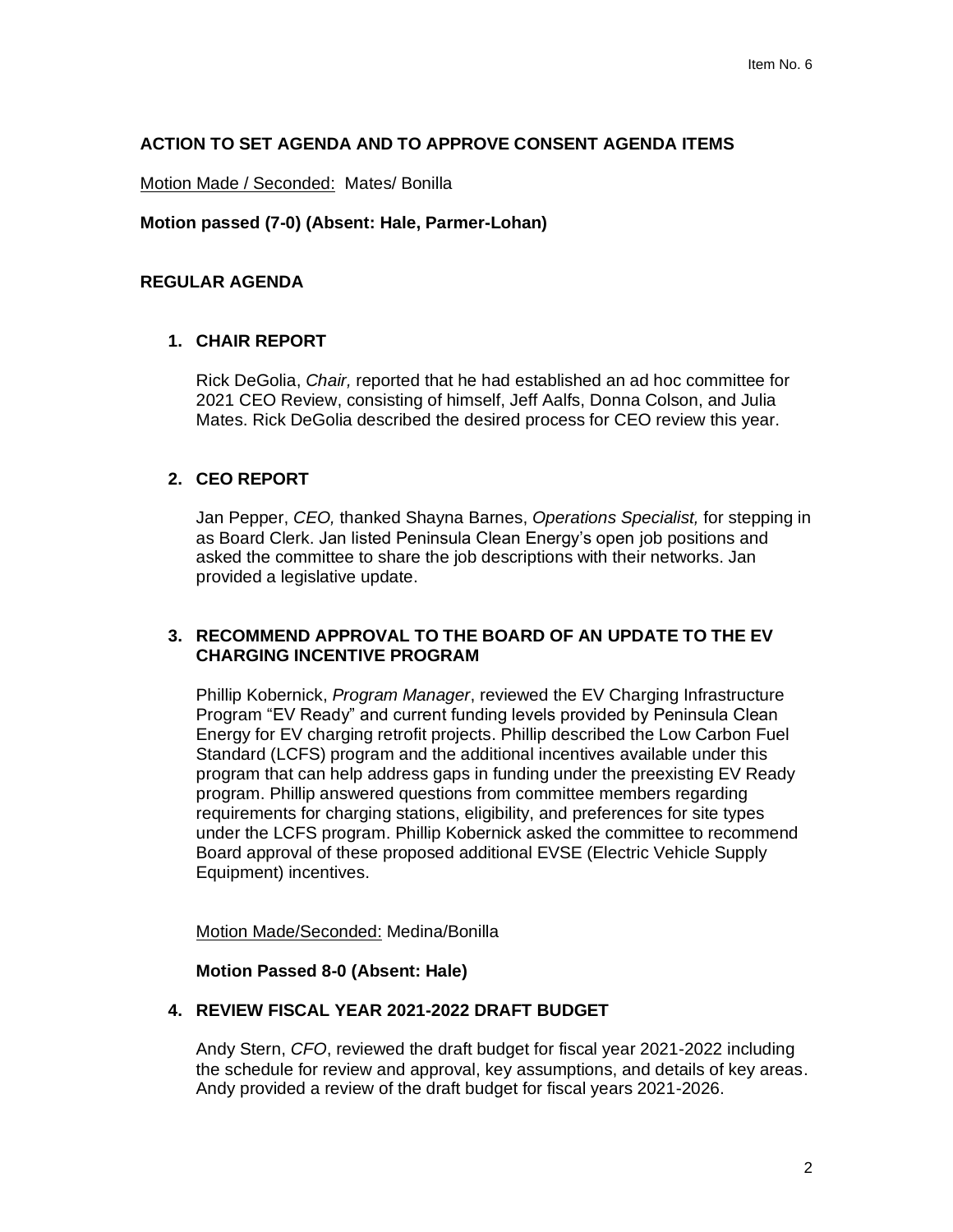## ACTION TO SET AGENDA AND TO APPROVE CONSENT AGENDA ITEMS

Motion Made / Seconded: Mates/ Bonilla

**Motion passed (7-0) (Absent: Hale, Parmer-Lohan)**

## REGULAR AGENDA

### 1. CHAIR REPORT

Rick DeGolia, *Chair,* reported that he had established an ad hoc committee for 2021 CEO Review, consisting of himself, Jeff Aalfs, Donna Colson, and Julia Mates. Rick DeGolia described the desired process for CEO review this year.

### 2. CEO REPORT

Jan Pepper, *CEO,* thanked Shayna Barnes, *Operations Specialist,* for stepping in as Board Clerk. Jan listed Peninsula Clean Energy's open job positions and asked the committee to share the job descriptions with their networks. Jan provided a legislative update.

### 3. RECOMMEND APPROVAL TO THE BOARD OF AN UPDATE TO THE EV CHARGING INCENTIVE PROGRAM

Phillip Kobernick, *Program Manager*, reviewed the EV Charging Infrastructure Program "EV Ready" and current funding levels provided by Peninsula Clean Energy for EV charging retrofit projects. Phillip described the Low Carbon Fuel Standard (LCFS) program and the additional incentives available under this program that can help address gaps in funding under the preexisting EV Ready program. Phillip answered questions from committee members regarding requirements for charging stations, eligibility, and preferences for site types under the LCFS program. Phillip Kobernick asked the committee to recommend Board approval of these proposed additional EVSE (Electric Vehicle Supply Equipment) incentives.

Motion Made/Seconded: Medina/Bonilla

**Motion Passed 8-0 (Absent: Hale)**

### 4. REVIEW FISCAL YEAR 2021-2022 DRAFT BUDGET

Andy Stern, *CFO*, reviewed the draft budget for fiscal year 2021-2022 including the schedule for review and approval, key assumptions, and details of key areas. Andy provided a review of the draft budget for fiscal years 2021-2026.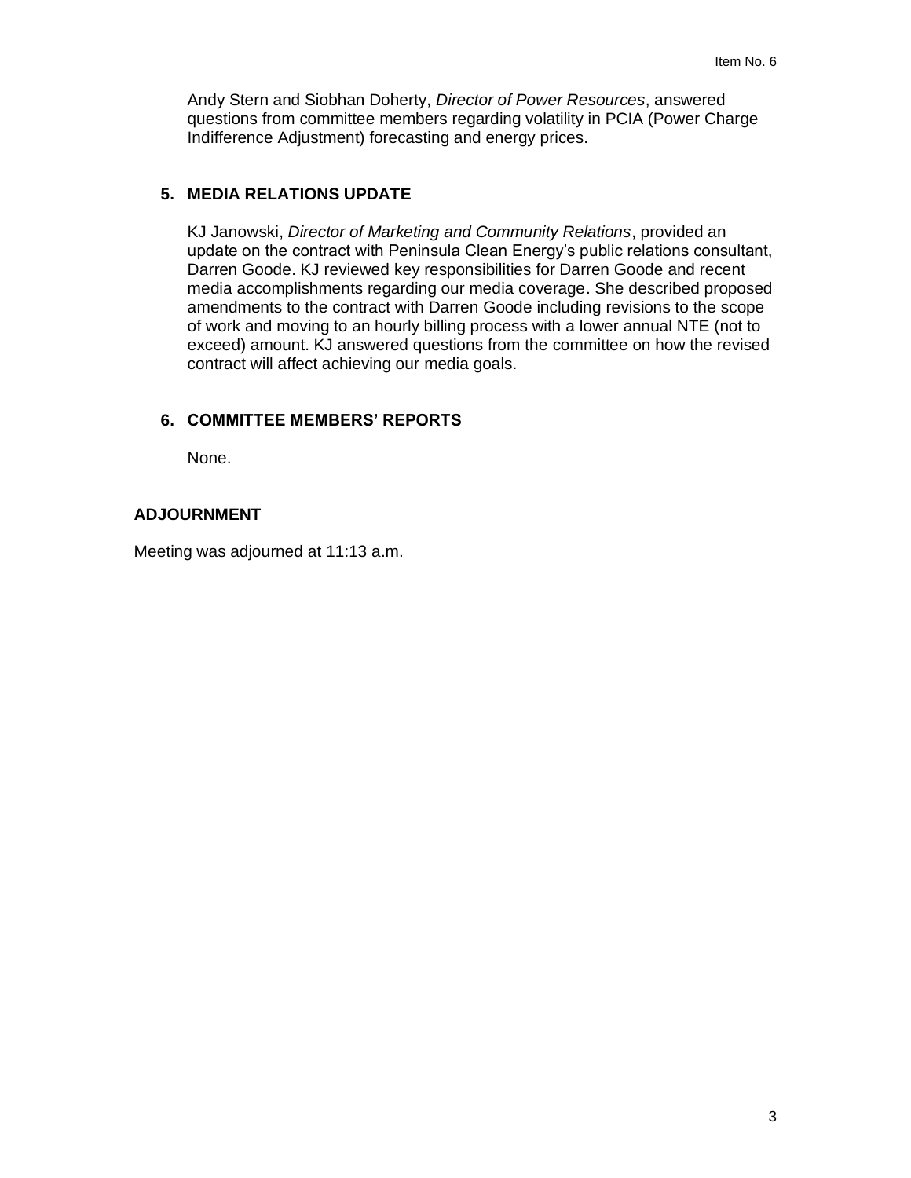Andy Stern and Siobhan Doherty, *Director of Power Resources*, answered questions from committee members regarding volatility in PCIA (Power Charge Indifference Adjustment) forecasting and energy prices.

## 5. MEDIA RELATIONS UPDATE

KJ Janowski, *Director of Marketing and Community Relations*, provided an update on the contract with Peninsula Clean Energy's public relations consultant, Darren Goode. KJ reviewed key responsibilities for Darren Goode and recent media accomplishments regarding our media coverage. She described proposed amendments to the contract with Darren Goode including revisions to the scope of work and moving to an hourly billing process with a lower annual NTE (not to exceed) amount. KJ answered questions from the committee on how the revised contract will affect achieving our media goals.

## 6. COMMITTEE MEMBERS' REPORTS

None.

## ADJOURNMENT

Meeting was adjourned at 11:13 a.m.